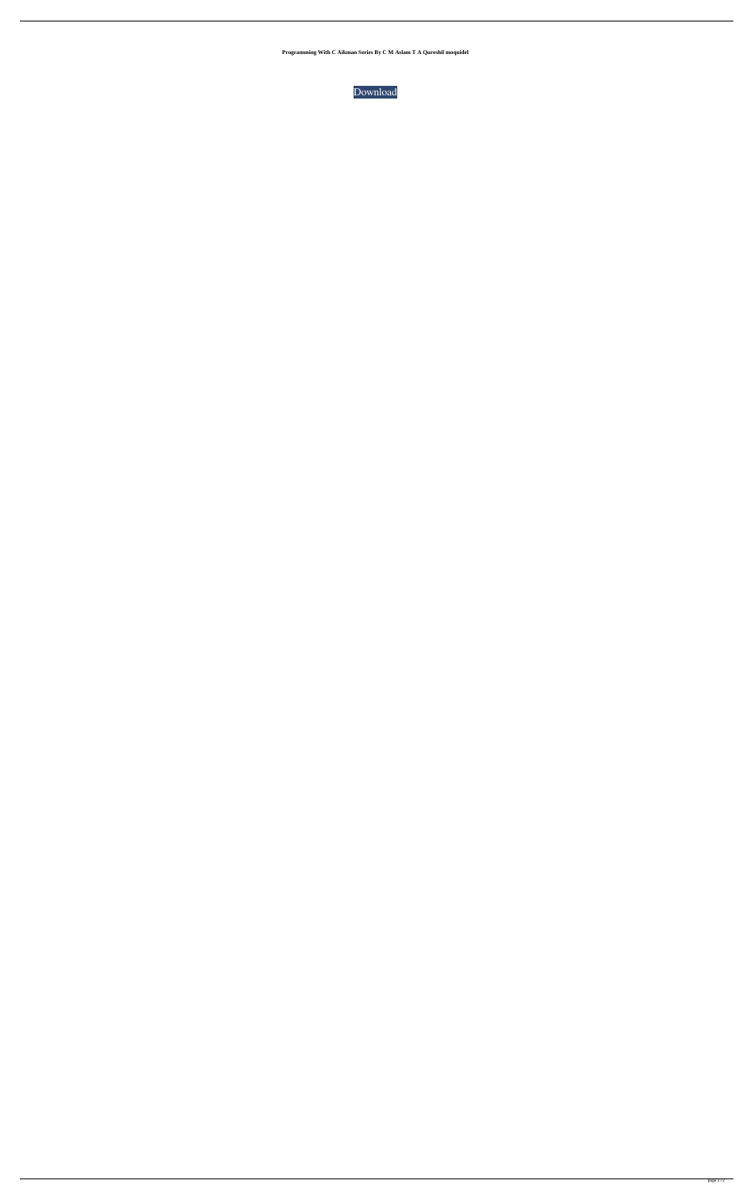**Programming With C Aikman Series By C M Aslam T A Qureshil moquidel**

Download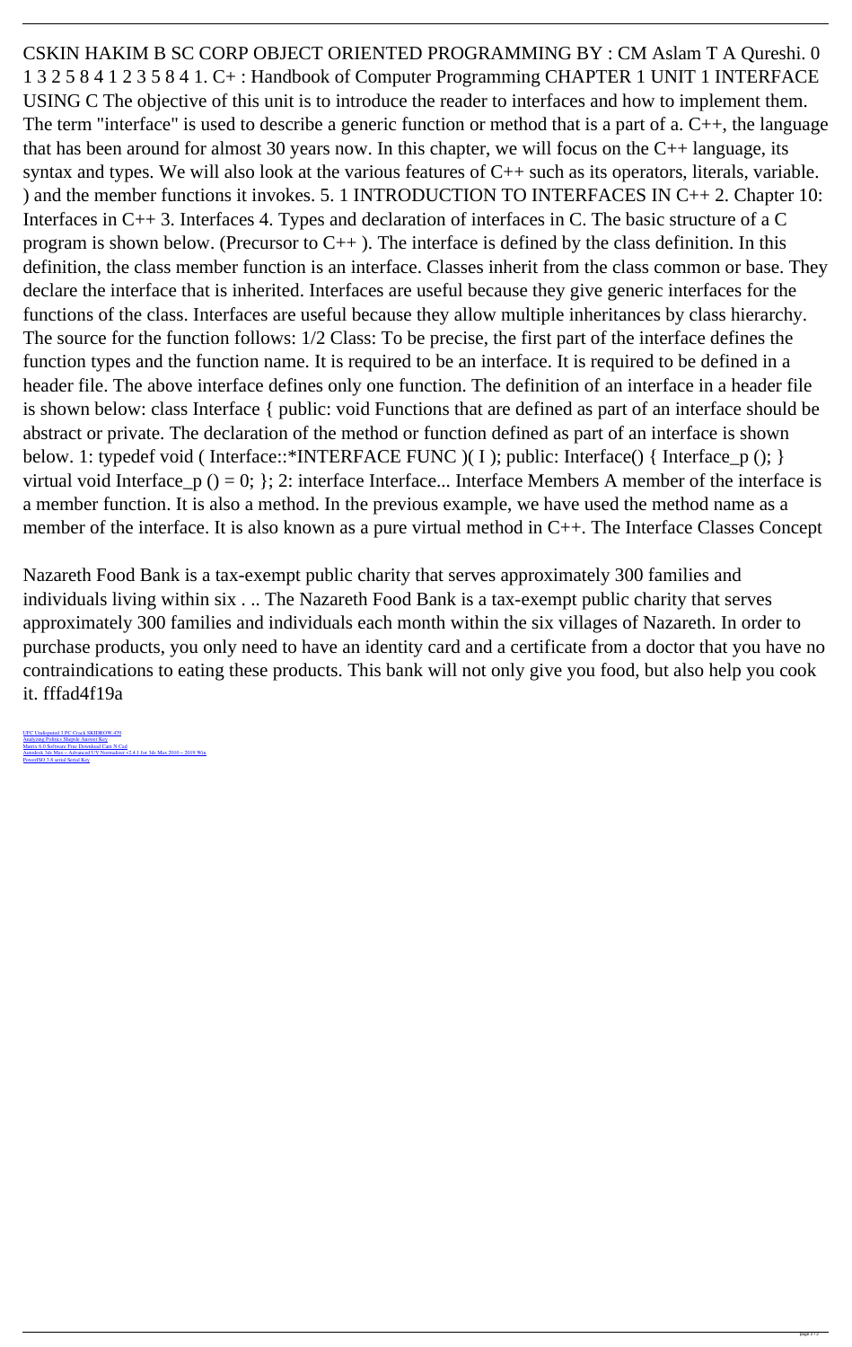CSKIN HAKIM B SC CORP OBJECT ORIENTED PROGRAMMING BY : CM Aslam T A Qureshi. 0 1 3 2 5 8 4 1 2 3 5 8 4 1. C+ : Handbook of Computer Programming CHAPTER 1 UNIT 1 INTERFACE USING C The objective of this unit is to introduce the reader to interfaces and how to implement them. The term "interface" is used to describe a generic function or method that is a part of a. C++, the language that has been around for almost 30 years now. In this chapter, we will focus on the C++ language, its syntax and types. We will also look at the various features of C++ such as its operators, literals, variable. ) and the member functions it invokes. 5. 1 INTRODUCTION TO INTERFACES IN C++ 2. Chapter 10: Interfaces in C++ 3. Interfaces 4. Types and declaration of interfaces in C. The basic structure of a C program is shown below. (Precursor to C++ ). The interface is defined by the class definition. In this definition, the class member function is an interface. Classes inherit from the class common or base. They declare the interface that is inherited. Interfaces are useful because they give generic interfaces for the functions of the class. Interfaces are useful because they allow multiple inheritances by class hierarchy. The source for the function follows: 1/2 Class: To be precise, the first part of the interface defines the function types and the function name. It is required to be an interface. It is required to be defined in a header file. The above interface defines only one function. The definition of an interface in a header file is shown below: class Interface { public: void Functions that are defined as part of an interface should be abstract or private. The declaration of the method or function defined as part of an interface is shown below. 1: typedef void ( Interface::*INTERFACE FUNC )( I ); public: Interface() { Interface_p (); } virtual void Interface_p () = 0; }; 2: interface Interface... Interface Members A member of the interface is a member function. It is also a method. In the previous example, we have used the method name as a member of the interface. It is also known as a pure virtual method in C++. The Interface Classes Concept

Nazareth Food Bank is a tax-exempt public charity that serves approximately 300 families and individuals living within six . .. The Nazareth Food Bank is a tax-exempt public charity that serves approximately 300 families and individuals each month within the six villages of Nazareth. In order to purchase products, you only need to have an identity card and a certificate from a doctor that you have no contraindications to eating these products. This bank will not only give you food, but also help you cook it. fffad4f19a

UFC Undisputed 3 PC Crack SKIDROW-470
Analyzing Politics Shepsle Answer Key
Matrix 6.0 Software Free Download Cam N Cad
Autodesk 3ds Max – Advanced UV Normalizer v2.4.1 for 3ds Max 2010 – 2019 Win
PowerISO 3.8 serial Serial Key